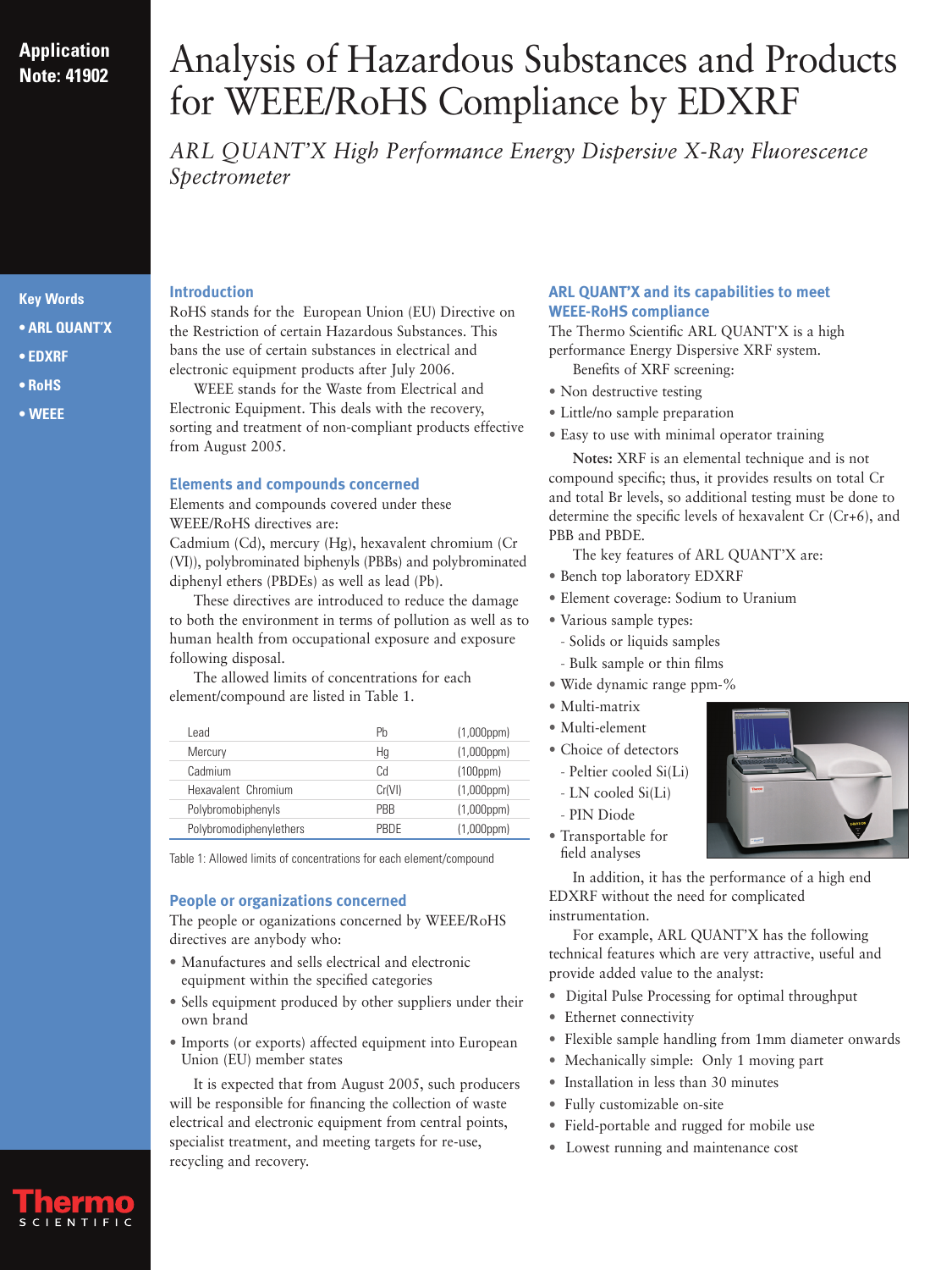Application Note: 41902

# Analysis of Hazardous Substances and Products for WEEE/RoHS Compliance by EDXRF

*ARL QUANT'X High Performance Energy Dispersive X-Ray Fluorescence Spectrometer*

**Key Words**

- **ARL QUANT'X**
- **EDXRF**
- **RoHS**
- **WEEE**

## Introduction

RoHS stands for the European Union (EU) Directive on the Restriction of certain Hazardous Substances. This bans the use of certain substances in electrical and electronic equipment products after July 2006.

WEEE stands for the Waste from Electrical and Electronic Equipment. This deals with the recovery, sorting and treatment of non-compliant products effective from August 2005.

## Elements and compounds concerned

Elements and compounds covered under these WEEE/RoHS directives are:
Cadmium (Cd), mercury (Hg), hexavalent chromium (Cr (VI)), polybrominated biphenyls (PBBs) and polybrominated diphenyl ethers (PBDEs) as well as lead (Pb).

These directives are introduced to reduce the damage to both the environment in terms of pollution as well as to human health from occupational exposure and exposure following disposal.

The allowed limits of concentrations for each element/compound are listed in Table 1.

| | | |
|---|---|---|
| Lead | Pb | (1,000ppm) |
| Mercury | Hg | (1,000ppm) |
| Cadmium | Cd | (100ppm) |
| Hexavalent Chromium | Cr(VI) | (1,000ppm) |
| Polybromobiphenyls | PBB | (1,000ppm) |
| Polybromodiphenylethers | PBDE | (1,000ppm) |

Table 1: Allowed limits of concentrations for each element/compound

## People or organizations concerned

The people or oganizations concerned by WEEE/RoHS directives are anybody who:

- Manufactures and sells electrical and electronic equipment within the specified categories
- Sells equipment produced by other suppliers under their own brand
- Imports (or exports) affected equipment into European Union (EU) member states

It is expected that from August 2005, such producers will be responsible for financing the collection of waste electrical and electronic equipment from central points, specialist treatment, and meeting targets for re-use, recycling and recovery.

## ARL QUANT'X and its capabilities to meet WEEE-RoHS compliance

The Thermo Scientific ARL QUANT'X is a high performance Energy Dispersive XRF system.

Benefits of XRF screening:

- Non destructive testing
- Little/no sample preparation
- Easy to use with minimal operator training

**Notes:** XRF is an elemental technique and is not compound specific; thus, it provides results on total Cr and total Br levels, so additional testing must be done to determine the specific levels of hexavalent Cr (Cr+6), and PBB and PBDE.

The key features of ARL QUANT'X are:

- Bench top laboratory EDXRF
- Element coverage: Sodium to Uranium
- Various sample types:
  - Solids or liquids samples
  - Bulk sample or thin films
- Wide dynamic range ppm-%
- Multi-matrix
- Multi-element
- Choice of detectors
  - Peltier cooled Si(Li)
  - LN cooled Si(Li)
  - PIN Diode
- Transportable for field analyses

In addition, it has the performance of a high end EDXRF without the need for complicated instrumentation.

For example, ARL QUANT'X has the following technical features which are very attractive, useful and provide added value to the analyst:

- Digital Pulse Processing for optimal throughput
- Ethernet connectivity
- Flexible sample handling from 1mm diameter onwards
- Mechanically simple: Only 1 moving part
- Installation in less than 30 minutes
- Fully customizable on-site
- Field-portable and rugged for mobile use
- Lowest running and maintenance cost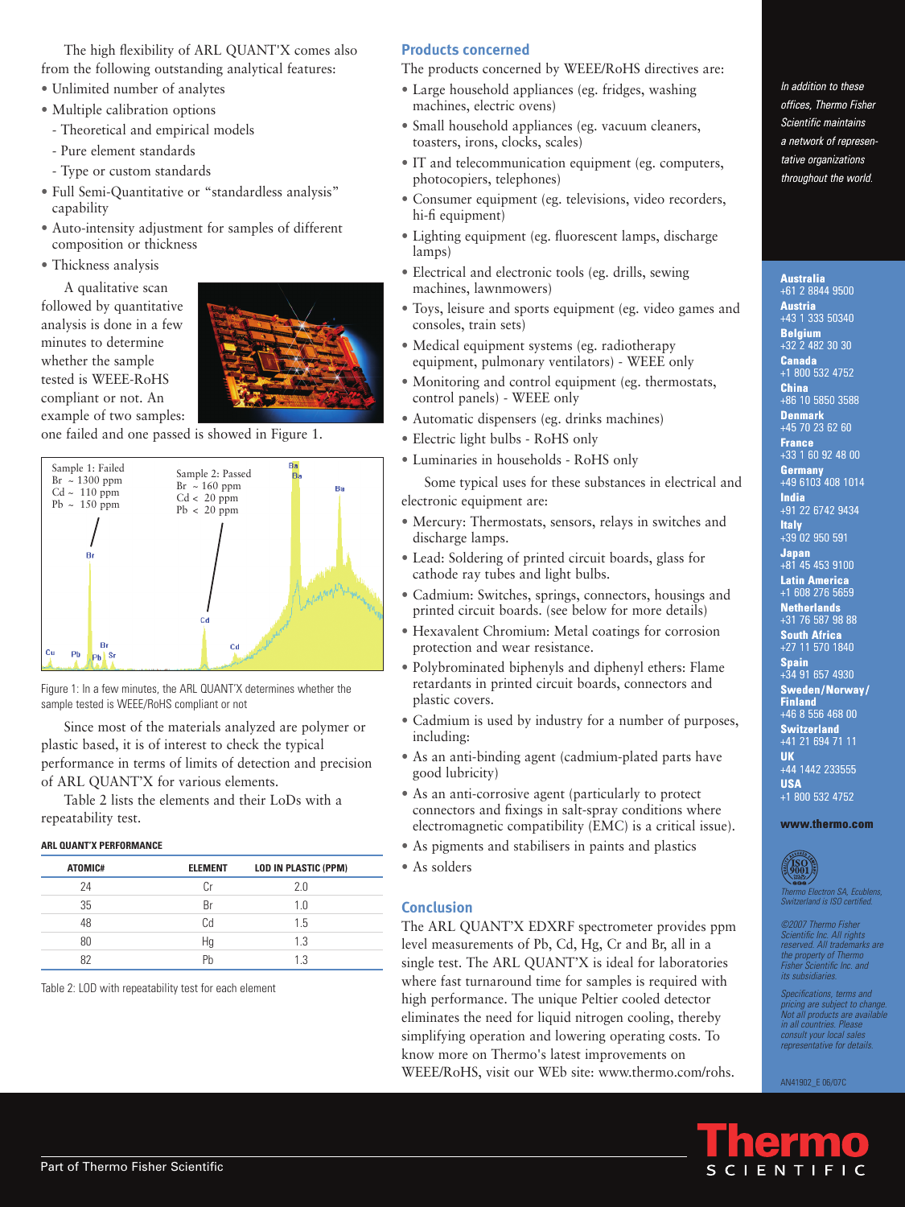The high flexibility of ARL QUANT'X comes also from the following outstanding analytical features:

- Unlimited number of analytes
- Multiple calibration options
  - Theoretical and empirical models
  - Pure element standards
  - Type or custom standards
- Full Semi-Quantitative or "standardless analysis" capability
- Auto-intensity adjustment for samples of different composition or thickness
- Thickness analysis

A qualitative scan followed by quantitative analysis is done in a few minutes to determine whether the sample tested is WEEE-RoHS compliant or not. An example of two samples: one failed and one passed is showed in Figure 1.

Sample 1: Failed
Br ~ 1300 ppm
Cd ~ 110 ppm
Pb ~ 150 ppm

Sample 2: Passed
Br ~ 160 ppm
Cd < 20 ppm
Pb < 20 ppm

Br
Cd
Cu
Pb
Br
Pb
Sr
Cd
Ba
Ba
Ba

Figure 1: In a few minutes, the ARL QUANT'X determines whether the sample tested is WEEE/RoHS compliant or not

Since most of the materials analyzed are polymer or plastic based, it is of interest to check the typical performance in terms of limits of detection and precision of ARL QUANT'X for various elements.

Table 2 lists the elements and their LoDs with a repeatability test.

**ARL QUANT'X PERFORMANCE**

| ATOMIC# | ELEMENT | LOD IN PLASTIC (PPM) |
|---|---|---|
| 24 | Cr | 2.0 |
| 35 | Br | 1.0 |
| 48 | Cd | 1.5 |
| 80 | Hg | 1.3 |
| 82 | Pb | 1.3 |

Table 2: LOD with repeatability test for each element

## Products concerned

The products concerned by WEEE/RoHS directives are:

- Large household appliances (eg. fridges, washing machines, electric ovens)
- Small household appliances (eg. vacuum cleaners, toasters, irons, clocks, scales)
- IT and telecommunication equipment (eg. computers, photocopiers, telephones)
- Consumer equipment (eg. televisions, video recorders, hi-fi equipment)
- Lighting equipment (eg. fluorescent lamps, discharge lamps)
- Electrical and electronic tools (eg. drills, sewing machines, lawnmowers)
- Toys, leisure and sports equipment (eg. video games and consoles, train sets)
- Medical equipment systems (eg. radiotherapy equipment, pulmonary ventilators) - WEEE only
- Monitoring and control equipment (eg. thermostats, control panels) - WEEE only
- Automatic dispensers (eg. drinks machines)
- Electric light bulbs - RoHS only
- Luminaries in households - RoHS only

Some typical uses for these substances in electrical and electronic equipment are:

- Mercury: Thermostats, sensors, relays in switches and discharge lamps.
- Lead: Soldering of printed circuit boards, glass for cathode ray tubes and light bulbs.
- Cadmium: Switches, springs, connectors, housings and printed circuit boards. (see below for more details)
- Hexavalent Chromium: Metal coatings for corrosion protection and wear resistance.
- Polybrominated biphenyls and diphenyl ethers: Flame retardants in printed circuit boards, connectors and plastic covers.
- Cadmium is used by industry for a number of purposes, including:
- As an anti-binding agent (cadmium-plated parts have good lubricity)
- As an anti-corrosive agent (particularly to protect connectors and fixings in salt-spray conditions where electromagnetic compatibility (EMC) is a critical issue).
- As pigments and stabilisers in paints and plastics
- As solders

## Conclusion

The ARL QUANT'X EDXRF spectrometer provides ppm level measurements of Pb, Cd, Hg, Cr and Br, all in a single test. The ARL QUANT'X is ideal for laboratories where fast turnaround time for samples is required with high performance. The unique Peltier cooled detector eliminates the need for liquid nitrogen cooling, thereby simplifying operation and lowering operating costs. To know more on Thermo's latest improvements on WEEE/RoHS, visit our WEb site: www.thermo.com/rohs.

*In addition to these offices, Thermo Fisher Scientific maintains a network of representative organizations throughout the world.*

**Australia**
+61 2 8844 9500
**Austria**
+43 1 333 50340
**Belgium**
+32 2 482 30 30
**Canada**
+1 800 532 4752
**China**
+86 10 5850 3588
**Denmark**
+45 70 23 62 60
**France**
+33 1 60 92 48 00
**Germany**
+49 6103 408 1014
**India**
+91 22 6742 9434
**Italy**
+39 02 950 591
**Japan**
+81 45 453 9100
**Latin America**
+1 608 276 5659
**Netherlands**
+31 76 587 98 88
**South Africa**
+27 11 570 1840
**Spain**
+34 91 657 4930
**Sweden/Norway/Finland**
+46 8 556 468 00
**Switzerland**
+41 21 694 71 11
**UK**
+44 1442 233555
**USA**
+1 800 532 4752

**www.thermo.com**

*Thermo Electron SA, Ecublens, Switzerland is ISO certified.*

*©2007 Thermo Fisher Scientific Inc. All rights reserved. All trademarks are the property of Thermo Fisher Scientific Inc. and its subsidiaries.*

*Specifications, terms and pricing are subject to change. Not all products are available in all countries. Please consult your local sales representative for details.*

AN41902_E 06/07C

Part of Thermo Fisher Scientific

Thermo SCIENTIFIC